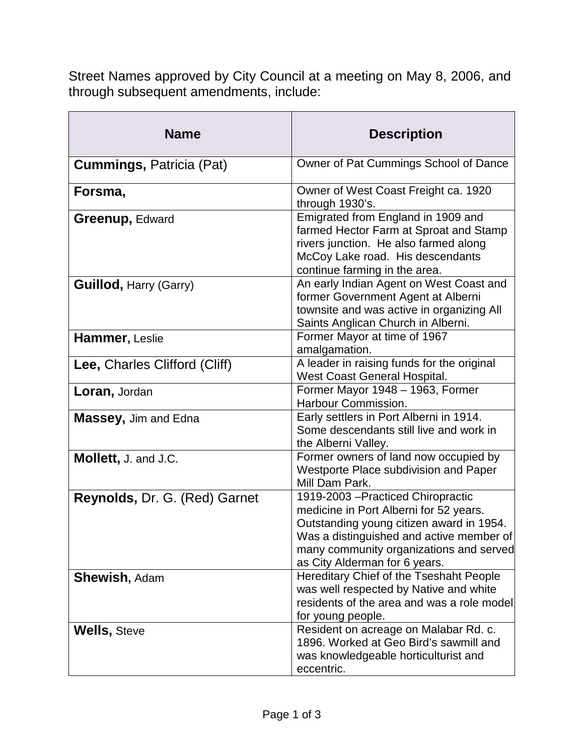Street Names approved by City Council at a meeting on May 8, 2006, and through subsequent amendments, include:

| Name | Description |
| --- | --- |
| **Cummings,** Patricia (Pat) | Owner of Pat Cummings School of Dance |
| **Forsma,** | Owner of West Coast Freight ca. 1920 through 1930's. |
| **Greenup,** Edward | Emigrated from England in 1909 and farmed Hector Farm at Sproat and Stamp rivers junction. He also farmed along McCoy Lake road. His descendants continue farming in the area. |
| **Guillod,** Harry (Garry) | An early Indian Agent on West Coast and former Government Agent at Alberni townsite and was active in organizing All Saints Anglican Church in Alberni. |
| **Hammer,** Leslie | Former Mayor at time of 1967 amalgamation. |
| **Lee,** Charles Clifford (Cliff) | A leader in raising funds for the original West Coast General Hospital. |
| **Loran,** Jordan | Former Mayor 1948 – 1963, Former Harbour Commission. |
| **Massey,** Jim and Edna | Early settlers in Port Alberni in 1914. Some descendants still live and work in the Alberni Valley. |
| **Mollett,** J. and J.C. | Former owners of land now occupied by Westporte Place subdivision and Paper Mill Dam Park. |
| **Reynolds,** Dr. G. (Red) Garnet | 1919-2003 –Practiced Chiropractic medicine in Port Alberni for 52 years. Outstanding young citizen award in 1954. Was a distinguished and active member of many community organizations and served as City Alderman for 6 years. |
| **Shewish,** Adam | Hereditary Chief of the Tseshaht People was well respected by Native and white residents of the area and was a role model for young people. |
| **Wells,** Steve | Resident on acreage on Malabar Rd. c. 1896. Worked at Geo Bird's sawmill and was knowledgeable horticulturist and eccentric. |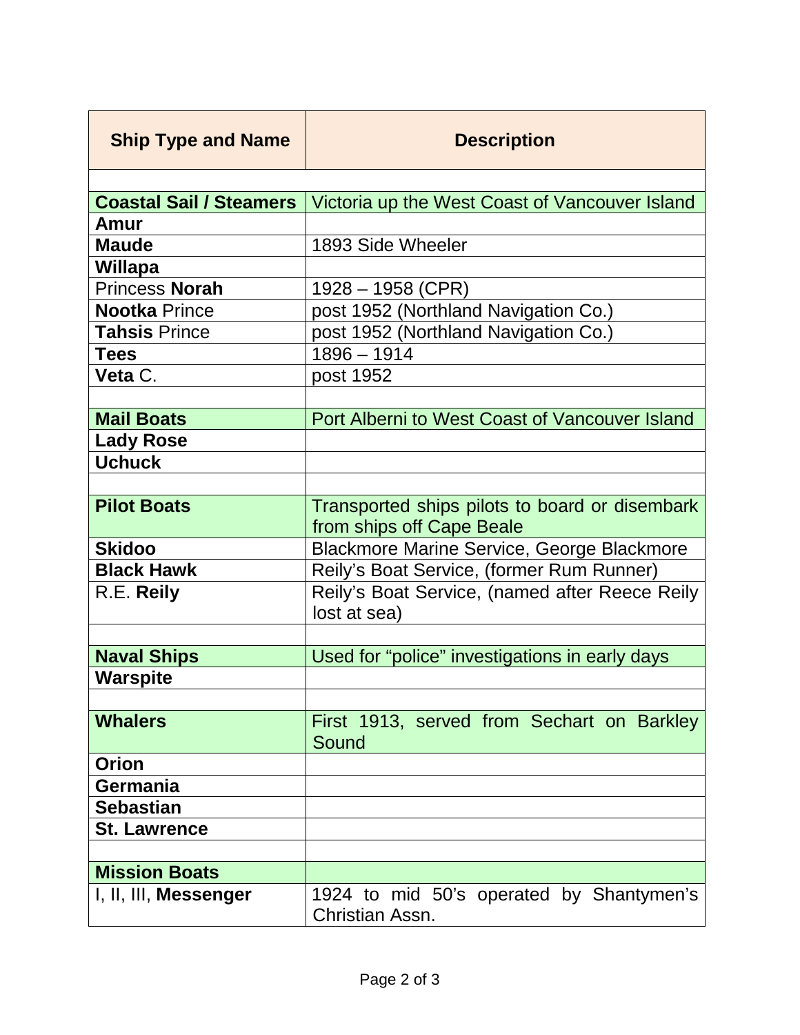| Ship Type and Name | Description |
|---|---|
| | |
| **Coastal Sail / Steamers** | Victoria up the West Coast of Vancouver Island |
| **Amur** | |
| **Maude** | 1893 Side Wheeler |
| **Willapa** | |
| Princess **Norah** | 1928 – 1958 (CPR) |
| **Nootka** Prince | post 1952 (Northland Navigation Co.) |
| **Tahsis** Prince | post 1952 (Northland Navigation Co.) |
| **Tees** | 1896 – 1914 |
| **Veta** C. | post 1952 |
| | |
| **Mail Boats** | Port Alberni to West Coast of Vancouver Island |
| **Lady Rose** | |
| **Uchuck** | |
| | |
| **Pilot Boats** | Transported ships pilots to board or disembark from ships off Cape Beale |
| **Skidoo** | Blackmore Marine Service, George Blackmore |
| **Black Hawk** | Reily's Boat Service, (former Rum Runner) |
| R.E. **Reily** | Reily's Boat Service, (named after Reece Reily lost at sea) |
| | |
| **Naval Ships** | Used for "police" investigations in early days |
| **Warspite** | |
| | |
| **Whalers** | First 1913, served from Sechart on Barkley Sound |
| **Orion** | |
| **Germania** | |
| **Sebastian** | |
| **St. Lawrence** | |
| | |
| **Mission Boats** | |
| I, II, III, **Messenger** | 1924 to mid 50's operated by Shantymen's Christian Assn. |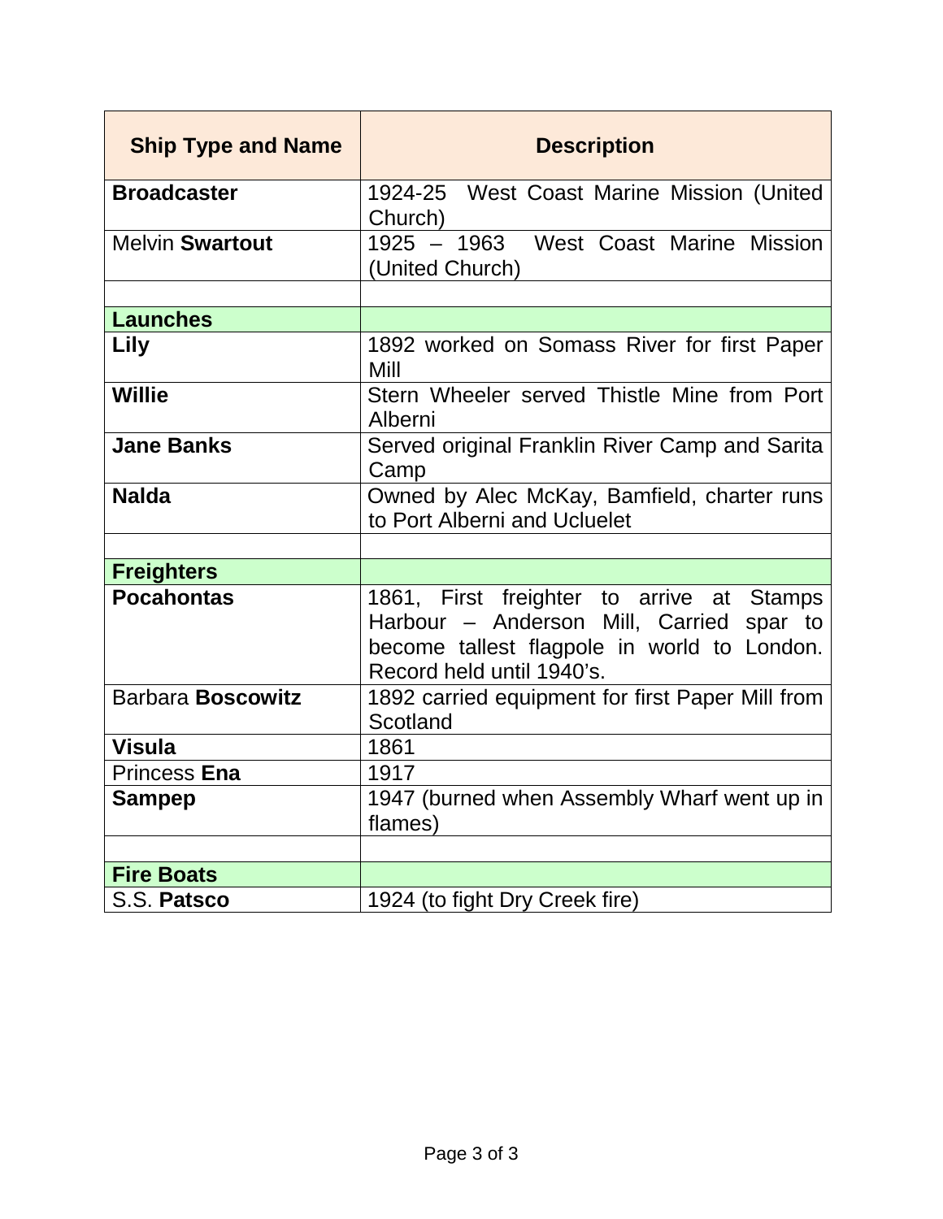| Ship Type and Name | Description |
| --- | --- |
| **Broadcaster** | 1924-25 West Coast Marine Mission (United Church) |
| Melvin **Swartout** | 1925 – 1963 West Coast Marine Mission (United Church) |
| | |
| **Launches** | |
| **Lily** | 1892 worked on Somass River for first Paper Mill |
| **Willie** | Stern Wheeler served Thistle Mine from Port Alberni |
| **Jane Banks** | Served original Franklin River Camp and Sarita Camp |
| **Nalda** | Owned by Alec McKay, Bamfield, charter runs to Port Alberni and Ucluelet |
| | |
| **Freighters** | |
| **Pocahontas** | 1861, First freighter to arrive at Stamps Harbour – Anderson Mill, Carried spar to become tallest flagpole in world to London. Record held until 1940's. |
| Barbara **Boscowitz** | 1892 carried equipment for first Paper Mill from Scotland |
| **Visula** | 1861 |
| Princess **Ena** | 1917 |
| **Sampep** | 1947 (burned when Assembly Wharf went up in flames) |
| | |
| **Fire Boats** | |
| S.S. **Patsco** | 1924 (to fight Dry Creek fire) |